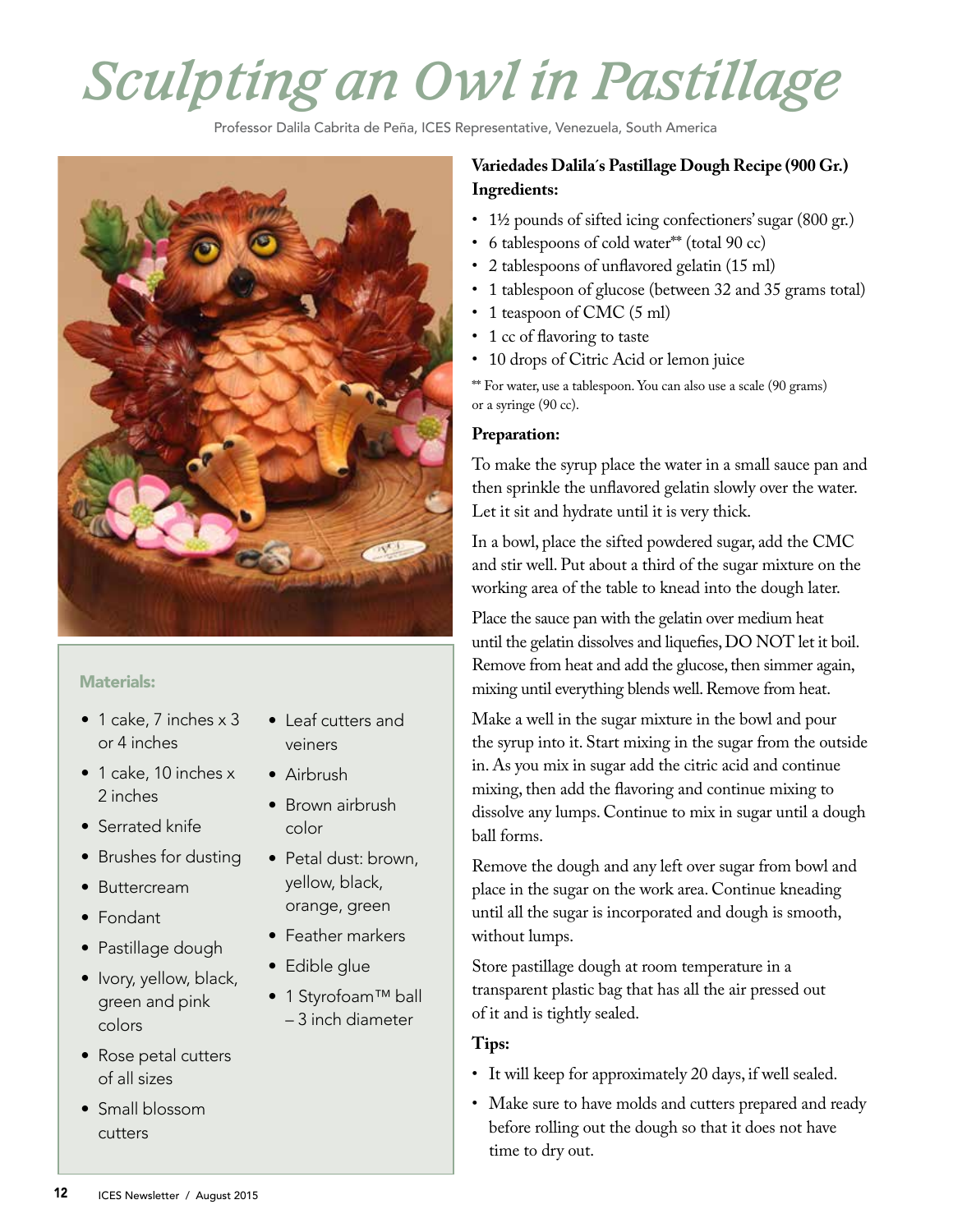# Sculpting an Owl in Pastillage

Professor Dalila Cabrita de Peña, ICES Representative, Venezuela, South America

### Materials:

- 1 cake, 7 inches x 3 or 4 inches
- 1 cake, 10 inches x 2 inches
- Serrated knife
- Brushes for dusting
- Buttercream
- Fondant
- Pastillage dough
- Ivory, yellow, black, green and pink colors
- Rose petal cutters of all sizes
- Small blossom cutters
- Leaf cutters and veiners
- Airbrush
- Brown airbrush color
- Petal dust: brown, yellow, black, orange, green
- Feather markers
- Edible glue
- 1 Styrofoam™ ball – 3 inch diameter

**Variedades Dalila´s Pastillage Dough Recipe (900 Gr.)**
**Ingredients:**

- 1½ pounds of sifted icing confectioners' sugar (800 gr.)
- 6 tablespoons of cold water** (total 90 cc)
- 2 tablespoons of unflavored gelatin (15 ml)
- 1 tablespoon of glucose (between 32 and 35 grams total)
- 1 teaspoon of CMC (5 ml)
- 1 cc of flavoring to taste
- 10 drops of Citric Acid or lemon juice

** For water, use a tablespoon. You can also use a scale (90 grams) or a syringe (90 cc).

**Preparation:**

To make the syrup place the water in a small sauce pan and then sprinkle the unflavored gelatin slowly over the water. Let it sit and hydrate until it is very thick.

In a bowl, place the sifted powdered sugar, add the CMC and stir well. Put about a third of the sugar mixture on the working area of the table to knead into the dough later.

Place the sauce pan with the gelatin over medium heat until the gelatin dissolves and liquefies, DO NOT let it boil. Remove from heat and add the glucose, then simmer again, mixing until everything blends well. Remove from heat.

Make a well in the sugar mixture in the bowl and pour the syrup into it. Start mixing in the sugar from the outside in. As you mix in sugar add the citric acid and continue mixing, then add the flavoring and continue mixing to dissolve any lumps. Continue to mix in sugar until a dough ball forms.

Remove the dough and any left over sugar from bowl and place in the sugar on the work area. Continue kneading until all the sugar is incorporated and dough is smooth, without lumps.

Store pastillage dough at room temperature in a transparent plastic bag that has all the air pressed out of it and is tightly sealed.

**Tips:**

- It will keep for approximately 20 days, if well sealed.
- Make sure to have molds and cutters prepared and ready before rolling out the dough so that it does not have time to dry out.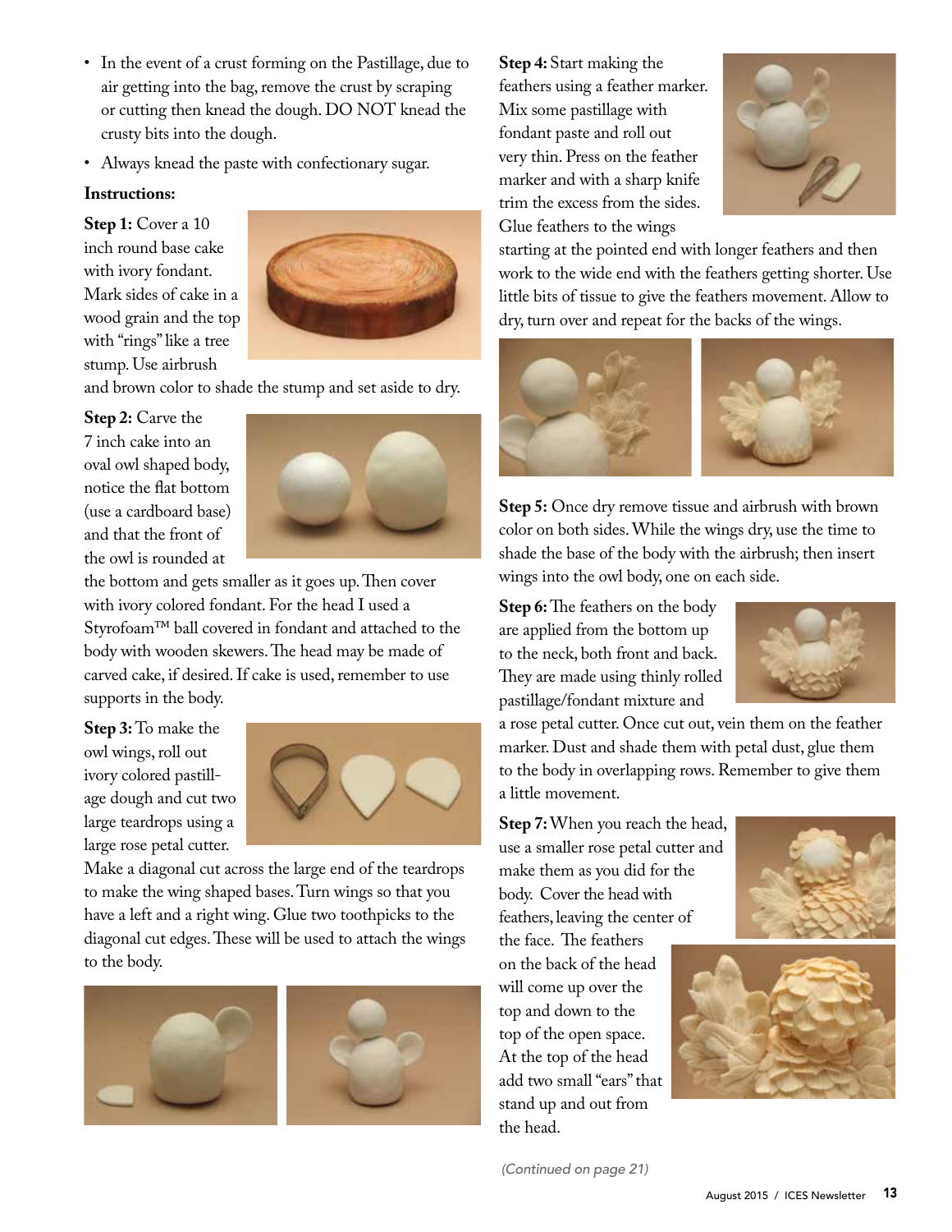- In the event of a crust forming on the Pastillage, due to air getting into the bag, remove the crust by scraping or cutting then knead the dough. DO NOT knead the crusty bits into the dough.
- Always knead the paste with confectionary sugar.

**Instructions:**

**Step 1:** Cover a 10 inch round base cake with ivory fondant. Mark sides of cake in a wood grain and the top with "rings" like a tree stump. Use airbrush and brown color to shade the stump and set aside to dry.

**Step 2:** Carve the 7 inch cake into an oval owl shaped body, notice the flat bottom (use a cardboard base) and that the front of the owl is rounded at the bottom and gets smaller as it goes up. Then cover with ivory colored fondant. For the head I used a Styrofoam™ ball covered in fondant and attached to the body with wooden skewers. The head may be made of carved cake, if desired. If cake is used, remember to use supports in the body.

**Step 3:** To make the owl wings, roll out ivory colored pastillage dough and cut two large teardrops using a large rose petal cutter. Make a diagonal cut across the large end of the teardrops to make the wing shaped bases. Turn wings so that you have a left and a right wing. Glue two toothpicks to the diagonal cut edges. These will be used to attach the wings to the body.

**Step 4:** Start making the feathers using a feather marker. Mix some pastillage with fondant paste and roll out very thin. Press on the feather marker and with a sharp knife trim the excess from the sides. Glue feathers to the wings starting at the pointed end with longer feathers and then work to the wide end with the feathers getting shorter. Use little bits of tissue to give the feathers movement. Allow to dry, turn over and repeat for the backs of the wings.

**Step 5:** Once dry remove tissue and airbrush with brown color on both sides. While the wings dry, use the time to shade the base of the body with the airbrush; then insert wings into the owl body, one on each side.

**Step 6:** The feathers on the body are applied from the bottom up to the neck, both front and back. They are made using thinly rolled pastillage/fondant mixture and a rose petal cutter. Once cut out, vein them on the feather marker. Dust and shade them with petal dust, glue them to the body in overlapping rows. Remember to give them a little movement.

**Step 7:** When you reach the head, use a smaller rose petal cutter and make them as you did for the body. Cover the head with feathers, leaving the center of the face. The feathers on the back of the head will come up over the top and down to the top of the open space. At the top of the head add two small "ears" that stand up and out from the head.

*(Continued on page 21)*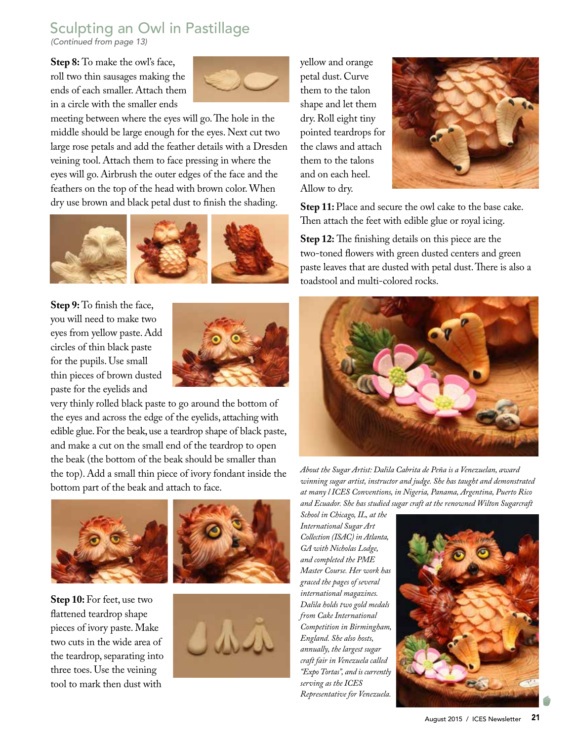## Sculpting an Owl in Pastillage

*(Continued from page 13)*

**Step 8:** To make the owl's face, roll two thin sausages making the ends of each smaller. Attach them in a circle with the smaller ends meeting between where the eyes will go. The hole in the middle should be large enough for the eyes. Next cut two large rose petals and add the feather details with a Dresden veining tool. Attach them to face pressing in where the eyes will go. Airbrush the outer edges of the face and the feathers on the top of the head with brown color. When dry use brown and black petal dust to finish the shading.

**Step 9:** To finish the face, you will need to make two eyes from yellow paste. Add circles of thin black paste for the pupils. Use small thin pieces of brown dusted paste for the eyelids and very thinly rolled black paste to go around the bottom of the eyes and across the edge of the eyelids, attaching with edible glue. For the beak, use a teardrop shape of black paste, and make a cut on the small end of the teardrop to open the beak (the bottom of the beak should be smaller than the top). Add a small thin piece of ivory fondant inside the bottom part of the beak and attach to face.

**Step 10:** For feet, use two flattened teardrop shape pieces of ivory paste. Make two cuts in the wide area of the teardrop, separating into three toes. Use the veining tool to mark then dust with yellow and orange petal dust. Curve them to the talon shape and let them dry. Roll eight tiny pointed teardrops for the claws and attach them to the talons and on each heel. Allow to dry.

**Step 11:** Place and secure the owl cake to the base cake. Then attach the feet with edible glue or royal icing.

**Step 12:** The finishing details on this piece are the two-toned flowers with green dusted centers and green paste leaves that are dusted with petal dust. There is also a toadstool and multi-colored rocks.

*About the Sugar Artist: Dalila Cabrita de Peña is a Venezuelan, award winning sugar artist, instructor and judge. She has taught and demonstrated at many ICES Conventions, in Nigeria, Panama, Argentina, Puerto Rico and Ecuador. She has studied sugar craft at the renowned Wilton Sugarcraft School in Chicago, IL, at the International Sugar Art Collection (ISAC) in Atlanta, GA with Nicholas Lodge, and completed the PME Master Course. Her work has graced the pages of several international magazines. Dalila holds two gold medals from Cake International Competition in Birmingham, England. She also hosts, annually, the largest sugar craft fair in Venezuela called "Expo Tortas", and is currently serving as the ICES Representative for Venezuela.*